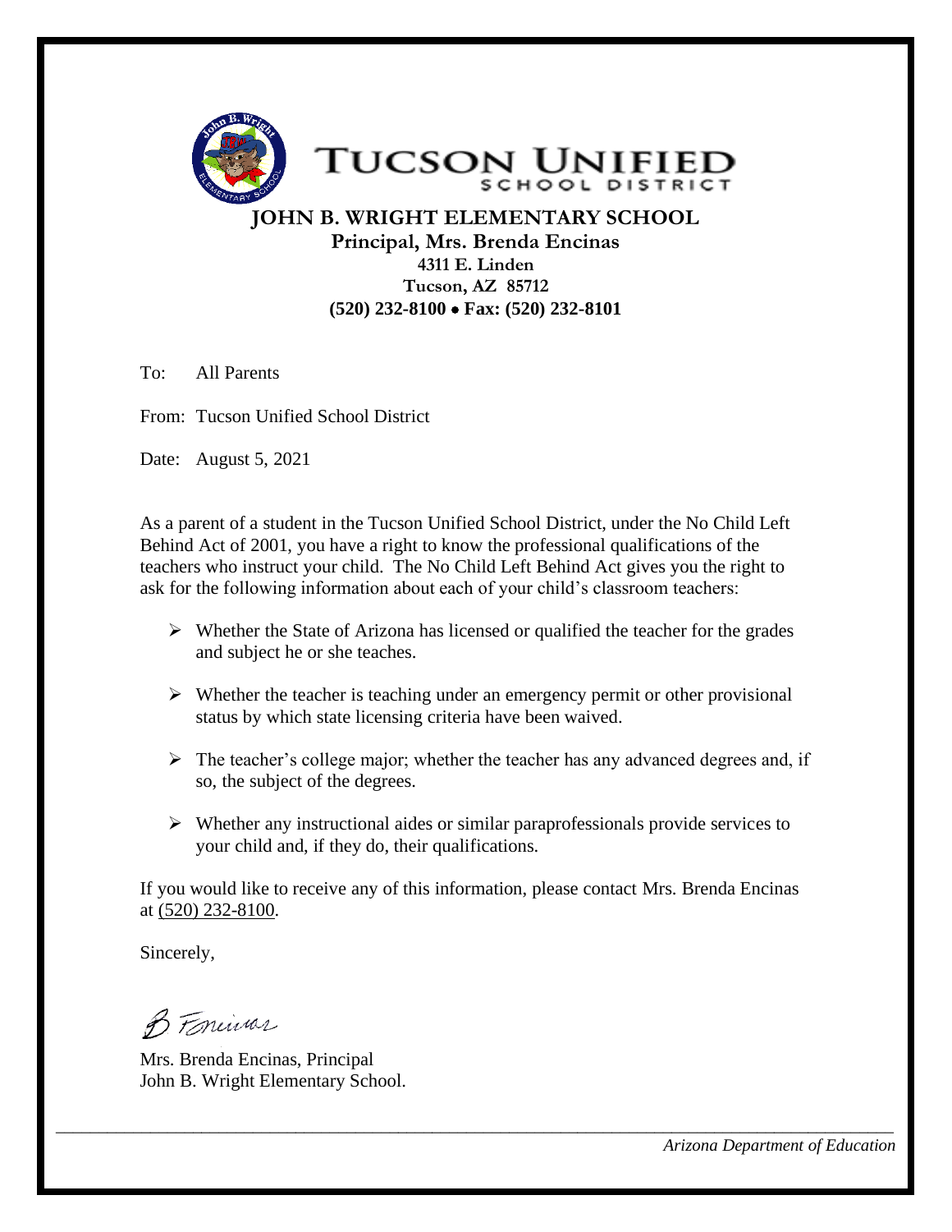# TUCSON UNIFIED SCHOOL DISTRICT

## JOHN B. WRIGHT ELEMENTARY SCHOOL

**Principal, Mrs. Brenda Encinas**
**4311 E. Linden**
**Tucson, AZ 85712**
**(520) 232-8100 • Fax: (520) 232-8101**

To: All Parents

From: Tucson Unified School District

Date: August 5, 2021

As a parent of a student in the Tucson Unified School District, under the No Child Left Behind Act of 2001, you have a right to know the professional qualifications of the teachers who instruct your child. The No Child Left Behind Act gives you the right to ask for the following information about each of your child's classroom teachers:

- Whether the State of Arizona has licensed or qualified the teacher for the grades and subject he or she teaches.
- Whether the teacher is teaching under an emergency permit or other provisional status by which state licensing criteria have been waived.
- The teacher's college major; whether the teacher has any advanced degrees and, if so, the subject of the degrees.
- Whether any instructional aides or similar paraprofessionals provide services to your child and, if they do, their qualifications.

If you would like to receive any of this information, please contact Mrs. Brenda Encinas at (520) 232-8100.

Sincerely,

B Encinas

Mrs. Brenda Encinas, Principal
John B. Wright Elementary School.

*Arizona Department of Education*